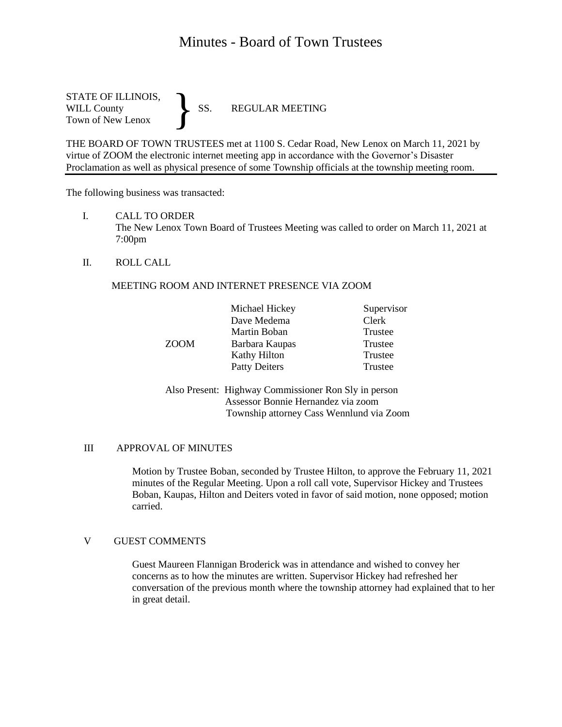# Minutes - Board of Town Trustees

STATE OF ILLINOIS,
WILL County
Town of New Lenox
} SS. REGULAR MEETING

THE BOARD OF TOWN TRUSTEES met at 1100 S. Cedar Road, New Lenox on March 11, 2021 by virtue of ZOOM the electronic internet meeting app in accordance with the Governor's Disaster Proclamation as well as physical presence of some Township officials at the township meeting room.

The following business was transacted:

I. CALL TO ORDER
The New Lenox Town Board of Trustees Meeting was called to order on March 11, 2021 at 7:00pm

II. ROLL CALL

MEETING ROOM AND INTERNET PRESENCE VIA ZOOM

| | | |
|---|---|---|
| | Michael Hickey | Supervisor |
| | Dave Medema | Clerk |
| | Martin Boban | Trustee |
| ZOOM | Barbara Kaupas | Trustee |
| | Kathy Hilton | Trustee |
| | Patty Deiters | Trustee |

Also Present: Highway Commissioner Ron Sly in person
Assessor Bonnie Hernandez via zoom
Township attorney Cass Wennlund via Zoom

III APPROVAL OF MINUTES

Motion by Trustee Boban, seconded by Trustee Hilton, to approve the February 11, 2021 minutes of the Regular Meeting. Upon a roll call vote, Supervisor Hickey and Trustees Boban, Kaupas, Hilton and Deiters voted in favor of said motion, none opposed; motion carried.

V GUEST COMMENTS

Guest Maureen Flannigan Broderick was in attendance and wished to convey her concerns as to how the minutes are written. Supervisor Hickey had refreshed her conversation of the previous month where the township attorney had explained that to her in great detail.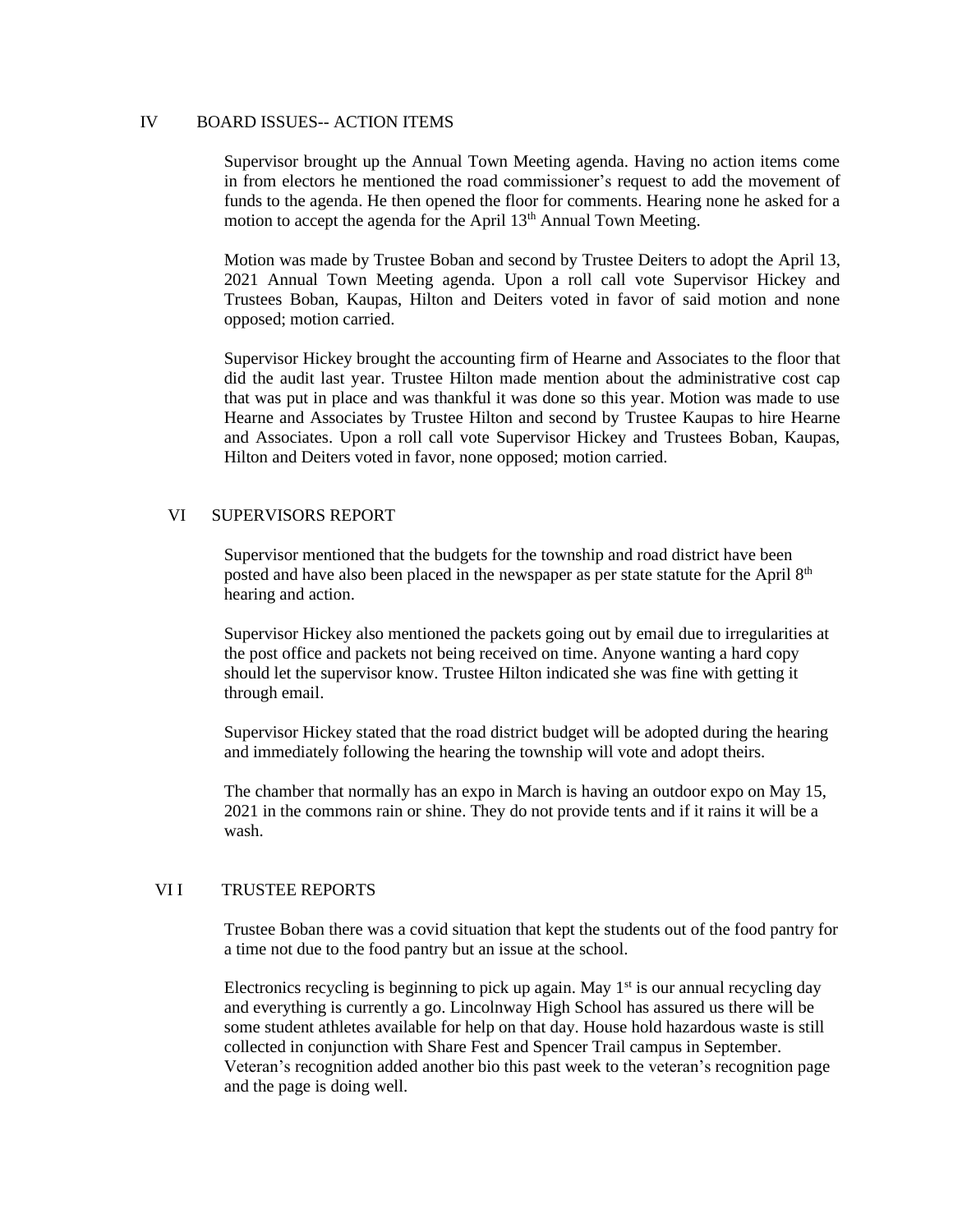## IV BOARD ISSUES-- ACTION ITEMS

Supervisor brought up the Annual Town Meeting agenda. Having no action items come in from electors he mentioned the road commissioner's request to add the movement of funds to the agenda. He then opened the floor for comments. Hearing none he asked for a motion to accept the agenda for the April 13th Annual Town Meeting.

Motion was made by Trustee Boban and second by Trustee Deiters to adopt the April 13, 2021 Annual Town Meeting agenda. Upon a roll call vote Supervisor Hickey and Trustees Boban, Kaupas, Hilton and Deiters voted in favor of said motion and none opposed; motion carried.

Supervisor Hickey brought the accounting firm of Hearne and Associates to the floor that did the audit last year. Trustee Hilton made mention about the administrative cost cap that was put in place and was thankful it was done so this year. Motion was made to use Hearne and Associates by Trustee Hilton and second by Trustee Kaupas to hire Hearne and Associates. Upon a roll call vote Supervisor Hickey and Trustees Boban, Kaupas, Hilton and Deiters voted in favor, none opposed; motion carried.

## VI SUPERVISORS REPORT

Supervisor mentioned that the budgets for the township and road district have been posted and have also been placed in the newspaper as per state statute for the April 8th hearing and action.

Supervisor Hickey also mentioned the packets going out by email due to irregularities at the post office and packets not being received on time. Anyone wanting a hard copy should let the supervisor know. Trustee Hilton indicated she was fine with getting it through email.

Supervisor Hickey stated that the road district budget will be adopted during the hearing and immediately following the hearing the township will vote and adopt theirs.

The chamber that normally has an expo in March is having an outdoor expo on May 15, 2021 in the commons rain or shine. They do not provide tents and if it rains it will be a wash.

## VI I TRUSTEE REPORTS

Trustee Boban there was a covid situation that kept the students out of the food pantry for a time not due to the food pantry but an issue at the school.

Electronics recycling is beginning to pick up again. May 1st is our annual recycling day and everything is currently a go. Lincolnway High School has assured us there will be some student athletes available for help on that day. House hold hazardous waste is still collected in conjunction with Share Fest and Spencer Trail campus in September. Veteran's recognition added another bio this past week to the veteran's recognition page and the page is doing well.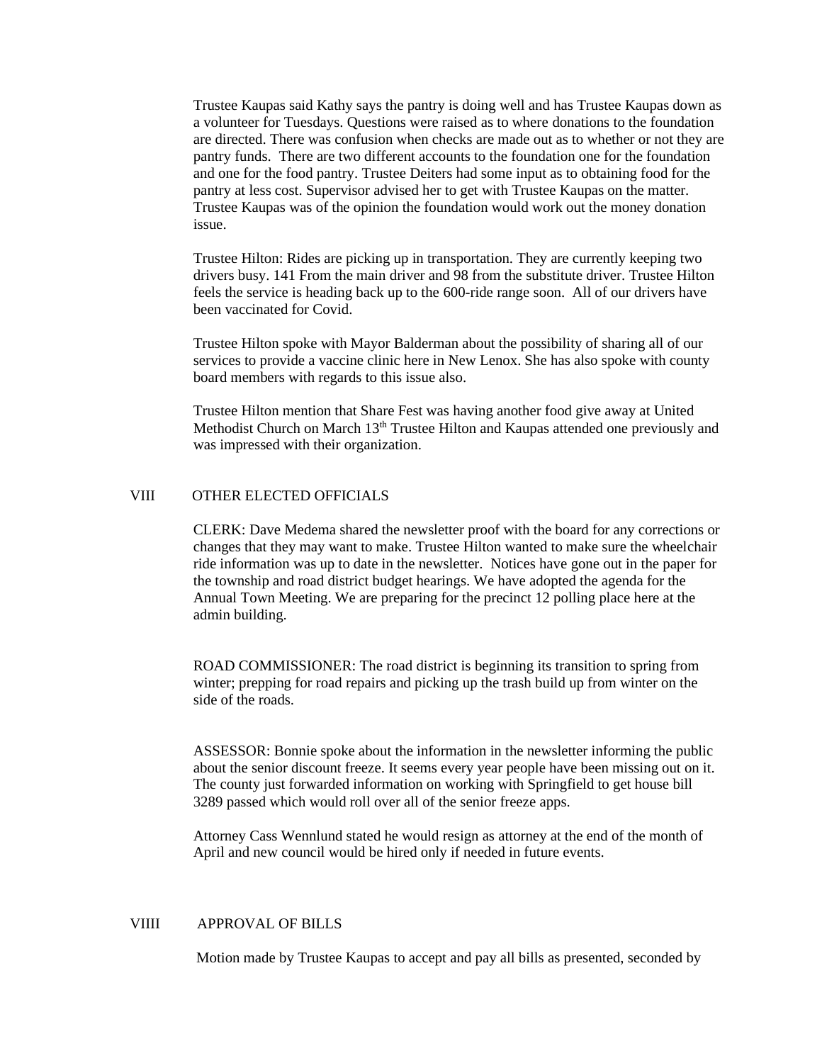Trustee Kaupas said Kathy says the pantry is doing well and has Trustee Kaupas down as a volunteer for Tuesdays. Questions were raised as to where donations to the foundation are directed. There was confusion when checks are made out as to whether or not they are pantry funds. There are two different accounts to the foundation one for the foundation and one for the food pantry. Trustee Deiters had some input as to obtaining food for the pantry at less cost. Supervisor advised her to get with Trustee Kaupas on the matter. Trustee Kaupas was of the opinion the foundation would work out the money donation issue.

Trustee Hilton: Rides are picking up in transportation. They are currently keeping two drivers busy. 141 From the main driver and 98 from the substitute driver. Trustee Hilton feels the service is heading back up to the 600-ride range soon. All of our drivers have been vaccinated for Covid.

Trustee Hilton spoke with Mayor Balderman about the possibility of sharing all of our services to provide a vaccine clinic here in New Lenox. She has also spoke with county board members with regards to this issue also.

Trustee Hilton mention that Share Fest was having another food give away at United Methodist Church on March 13th Trustee Hilton and Kaupas attended one previously and was impressed with their organization.

## VIII OTHER ELECTED OFFICIALS

CLERK: Dave Medema shared the newsletter proof with the board for any corrections or changes that they may want to make. Trustee Hilton wanted to make sure the wheelchair ride information was up to date in the newsletter. Notices have gone out in the paper for the township and road district budget hearings. We have adopted the agenda for the Annual Town Meeting. We are preparing for the precinct 12 polling place here at the admin building.

ROAD COMMISSIONER: The road district is beginning its transition to spring from winter; prepping for road repairs and picking up the trash build up from winter on the side of the roads.

ASSESSOR: Bonnie spoke about the information in the newsletter informing the public about the senior discount freeze. It seems every year people have been missing out on it. The county just forwarded information on working with Springfield to get house bill 3289 passed which would roll over all of the senior freeze apps.

Attorney Cass Wennlund stated he would resign as attorney at the end of the month of April and new council would be hired only if needed in future events.

## VIIII APPROVAL OF BILLS

Motion made by Trustee Kaupas to accept and pay all bills as presented, seconded by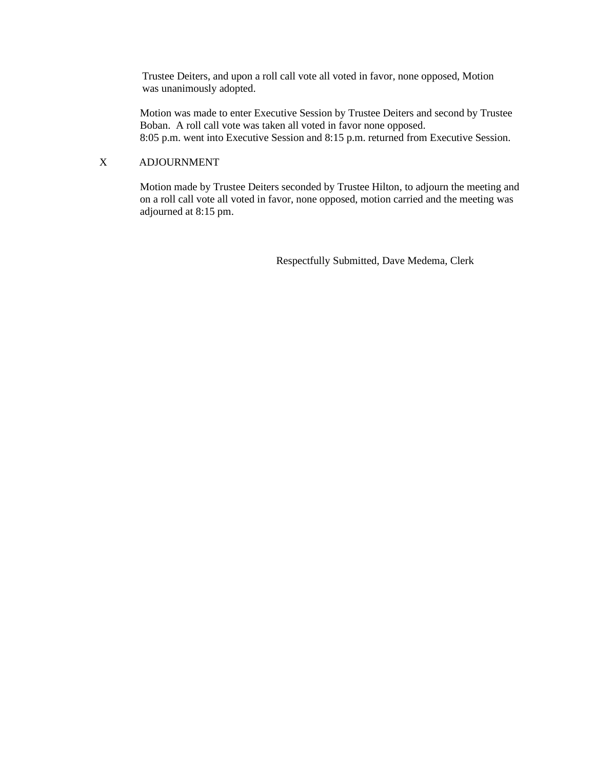Trustee Deiters, and upon a roll call vote all voted in favor, none opposed, Motion was unanimously adopted.

Motion was made to enter Executive Session by Trustee Deiters and second by Trustee Boban. A roll call vote was taken all voted in favor none opposed.
8:05 p.m. went into Executive Session and 8:15 p.m. returned from Executive Session.

## X ADJOURNMENT

Motion made by Trustee Deiters seconded by Trustee Hilton, to adjourn the meeting and on a roll call vote all voted in favor, none opposed, motion carried and the meeting was adjourned at 8:15 pm.

Respectfully Submitted, Dave Medema, Clerk